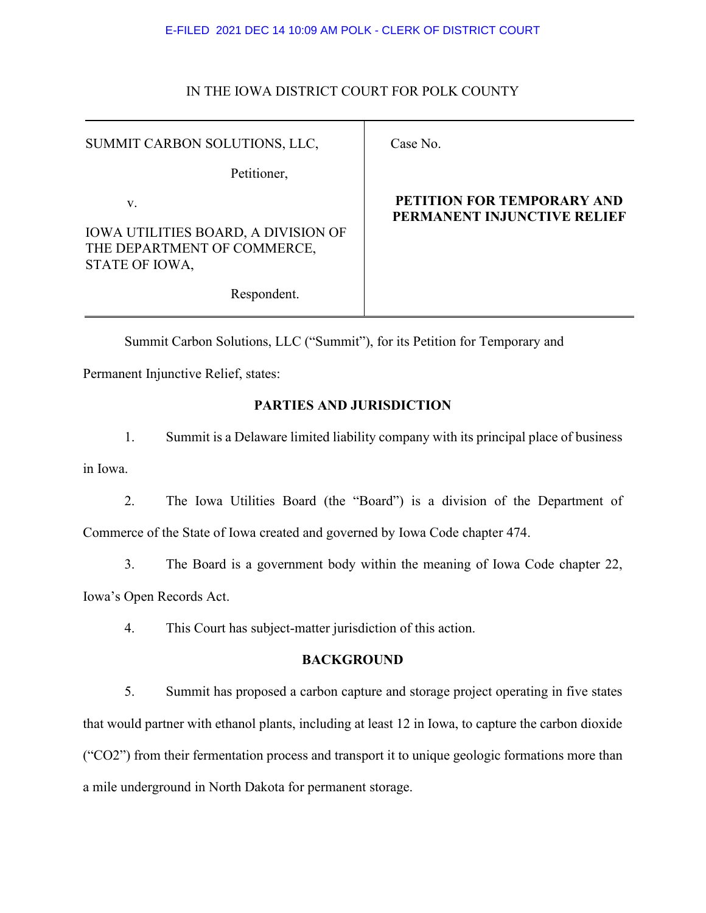E-FILED 2021 DEC 14 10:09 AM POLK - CLERK OF DISTRICT COURT

IN THE IOWA DISTRICT COURT FOR POLK COUNTY

| | |
|---|---|
| SUMMIT CARBON SOLUTIONS, LLC,<br><br>Petitioner,<br><br>v.<br><br>IOWA UTILITIES BOARD, A DIVISION OF THE DEPARTMENT OF COMMERCE, STATE OF IOWA,<br><br>Respondent. | Case No.<br><br>**PETITION FOR TEMPORARY AND PERMANENT INJUNCTIVE RELIEF** |

Summit Carbon Solutions, LLC ("Summit"), for its Petition for Temporary and Permanent Injunctive Relief, states:

**PARTIES AND JURISDICTION**

1. Summit is a Delaware limited liability company with its principal place of business in Iowa.

2. The Iowa Utilities Board (the "Board") is a division of the Department of Commerce of the State of Iowa created and governed by Iowa Code chapter 474.

3. The Board is a government body within the meaning of Iowa Code chapter 22, Iowa's Open Records Act.

4. This Court has subject-matter jurisdiction of this action.

**BACKGROUND**

5. Summit has proposed a carbon capture and storage project operating in five states that would partner with ethanol plants, including at least 12 in Iowa, to capture the carbon dioxide ("$CO_2$") from their fermentation process and transport it to unique geologic formations more than a mile underground in North Dakota for permanent storage.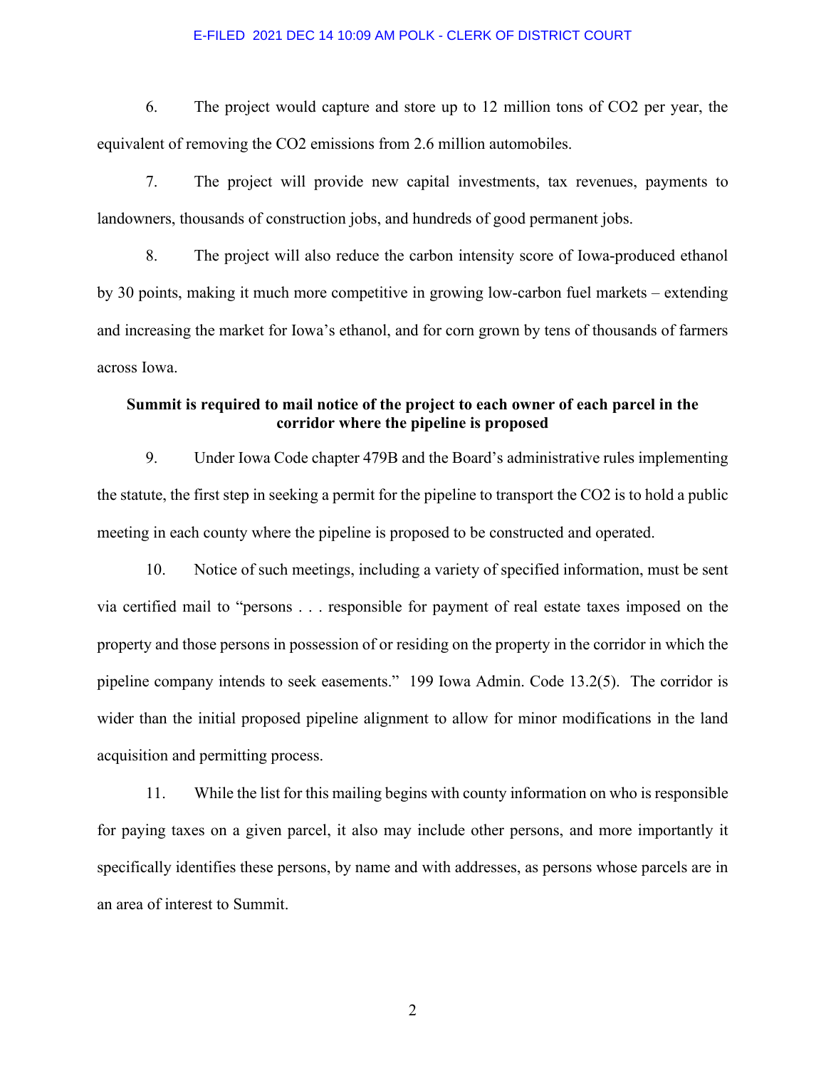6. The project would capture and store up to 12 million tons of $CO_2$ per year, the equivalent of removing the $CO_2$ emissions from 2.6 million automobiles.

7. The project will provide new capital investments, tax revenues, payments to landowners, thousands of construction jobs, and hundreds of good permanent jobs.

8. The project will also reduce the carbon intensity score of Iowa-produced ethanol by 30 points, making it much more competitive in growing low-carbon fuel markets – extending and increasing the market for Iowa's ethanol, and for corn grown by tens of thousands of farmers across Iowa.

**Summit is required to mail notice of the project to each owner of each parcel in the corridor where the pipeline is proposed**

9. Under Iowa Code chapter 479B and the Board's administrative rules implementing the statute, the first step in seeking a permit for the pipeline to transport the $CO_2$ is to hold a public meeting in each county where the pipeline is proposed to be constructed and operated.

10. Notice of such meetings, including a variety of specified information, must be sent via certified mail to "persons . . . responsible for payment of real estate taxes imposed on the property and those persons in possession of or residing on the property in the corridor in which the pipeline company intends to seek easements." 199 Iowa Admin. Code 13.2(5). The corridor is wider than the initial proposed pipeline alignment to allow for minor modifications in the land acquisition and permitting process.

11. While the list for this mailing begins with county information on who is responsible for paying taxes on a given parcel, it also may include other persons, and more importantly it specifically identifies these persons, by name and with addresses, as persons whose parcels are in an area of interest to Summit.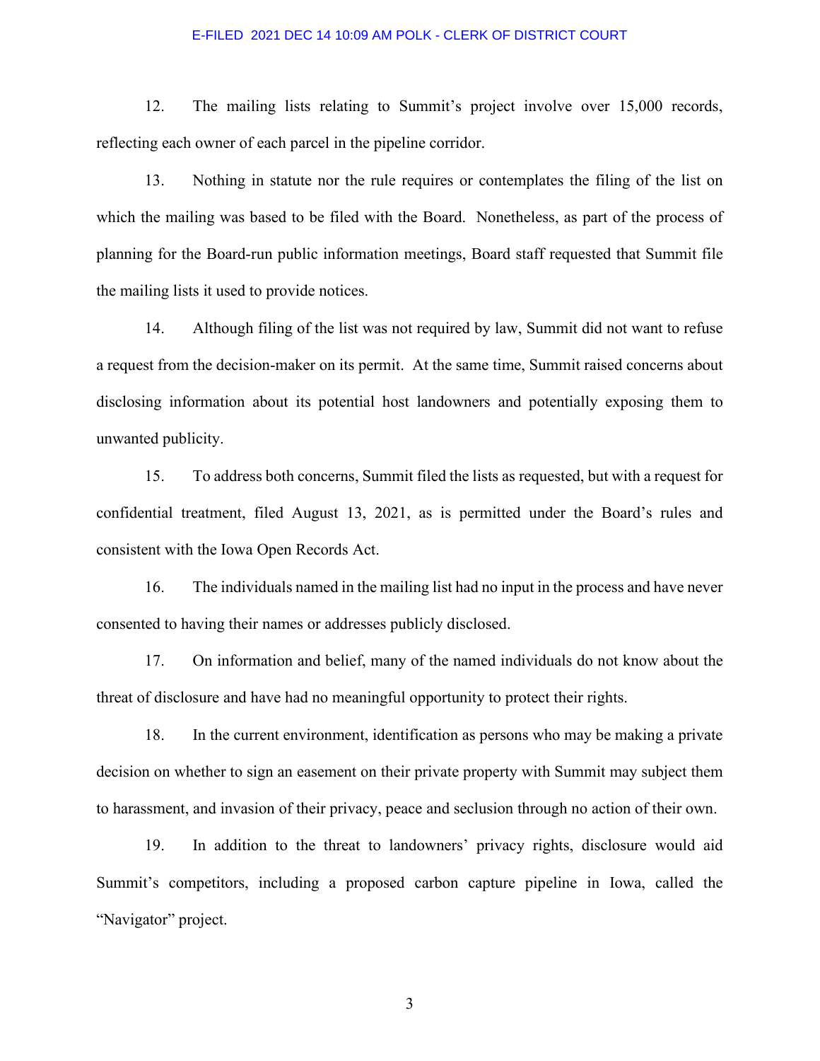12. The mailing lists relating to Summit's project involve over 15,000 records, reflecting each owner of each parcel in the pipeline corridor.

13. Nothing in statute nor the rule requires or contemplates the filing of the list on which the mailing was based to be filed with the Board. Nonetheless, as part of the process of planning for the Board-run public information meetings, Board staff requested that Summit file the mailing lists it used to provide notices.

14. Although filing of the list was not required by law, Summit did not want to refuse a request from the decision-maker on its permit. At the same time, Summit raised concerns about disclosing information about its potential host landowners and potentially exposing them to unwanted publicity.

15. To address both concerns, Summit filed the lists as requested, but with a request for confidential treatment, filed August 13, 2021, as is permitted under the Board's rules and consistent with the Iowa Open Records Act.

16. The individuals named in the mailing list had no input in the process and have never consented to having their names or addresses publicly disclosed.

17. On information and belief, many of the named individuals do not know about the threat of disclosure and have had no meaningful opportunity to protect their rights.

18. In the current environment, identification as persons who may be making a private decision on whether to sign an easement on their private property with Summit may subject them to harassment, and invasion of their privacy, peace and seclusion through no action of their own.

19. In addition to the threat to landowners' privacy rights, disclosure would aid Summit's competitors, including a proposed carbon capture pipeline in Iowa, called the "Navigator" project.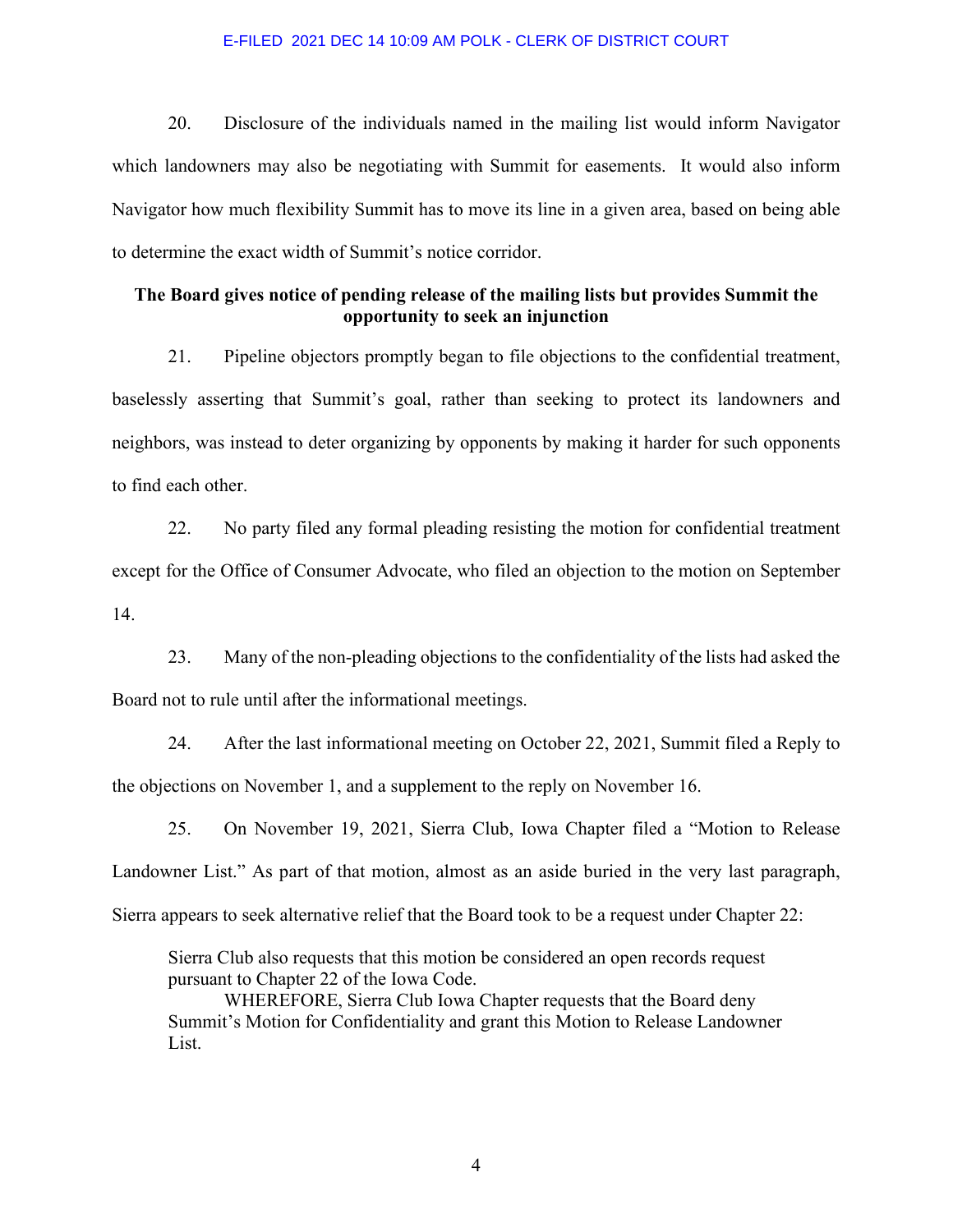20. Disclosure of the individuals named in the mailing list would inform Navigator which landowners may also be negotiating with Summit for easements. It would also inform Navigator how much flexibility Summit has to move its line in a given area, based on being able to determine the exact width of Summit's notice corridor.

**The Board gives notice of pending release of the mailing lists but provides Summit the opportunity to seek an injunction**

21. Pipeline objectors promptly began to file objections to the confidential treatment, baselessly asserting that Summit's goal, rather than seeking to protect its landowners and neighbors, was instead to deter organizing by opponents by making it harder for such opponents to find each other.

22. No party filed any formal pleading resisting the motion for confidential treatment except for the Office of Consumer Advocate, who filed an objection to the motion on September 14.

23. Many of the non-pleading objections to the confidentiality of the lists had asked the Board not to rule until after the informational meetings.

24. After the last informational meeting on October 22, 2021, Summit filed a Reply to the objections on November 1, and a supplement to the reply on November 16.

25. On November 19, 2021, Sierra Club, Iowa Chapter filed a "Motion to Release Landowner List." As part of that motion, almost as an aside buried in the very last paragraph, Sierra appears to seek alternative relief that the Board took to be a request under Chapter 22:

> Sierra Club also requests that this motion be considered an open records request pursuant to Chapter 22 of the Iowa Code.
>
> WHEREFORE, Sierra Club Iowa Chapter requests that the Board deny Summit's Motion for Confidentiality and grant this Motion to Release Landowner List.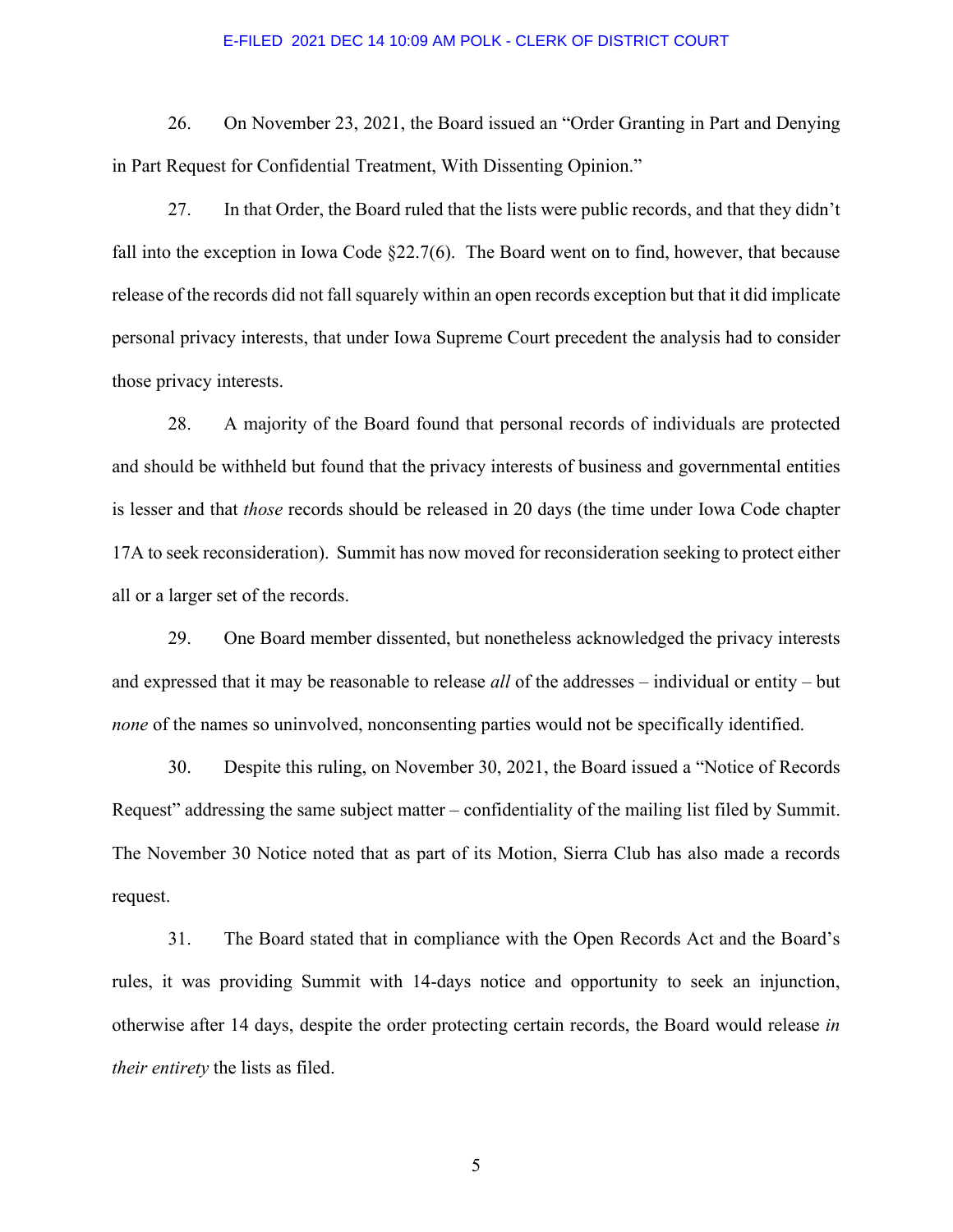26. On November 23, 2021, the Board issued an "Order Granting in Part and Denying in Part Request for Confidential Treatment, With Dissenting Opinion."

27. In that Order, the Board ruled that the lists were public records, and that they didn't fall into the exception in Iowa Code §22.7(6). The Board went on to find, however, that because release of the records did not fall squarely within an open records exception but that it did implicate personal privacy interests, that under Iowa Supreme Court precedent the analysis had to consider those privacy interests.

28. A majority of the Board found that personal records of individuals are protected and should be withheld but found that the privacy interests of business and governmental entities is lesser and that *those* records should be released in 20 days (the time under Iowa Code chapter 17A to seek reconsideration). Summit has now moved for reconsideration seeking to protect either all or a larger set of the records.

29. One Board member dissented, but nonetheless acknowledged the privacy interests and expressed that it may be reasonable to release *all* of the addresses – individual or entity – but *none* of the names so uninvolved, nonconsenting parties would not be specifically identified.

30. Despite this ruling, on November 30, 2021, the Board issued a "Notice of Records Request" addressing the same subject matter – confidentiality of the mailing list filed by Summit. The November 30 Notice noted that as part of its Motion, Sierra Club has also made a records request.

31. The Board stated that in compliance with the Open Records Act and the Board's rules, it was providing Summit with 14-days notice and opportunity to seek an injunction, otherwise after 14 days, despite the order protecting certain records, the Board would release *in their entirety* the lists as filed.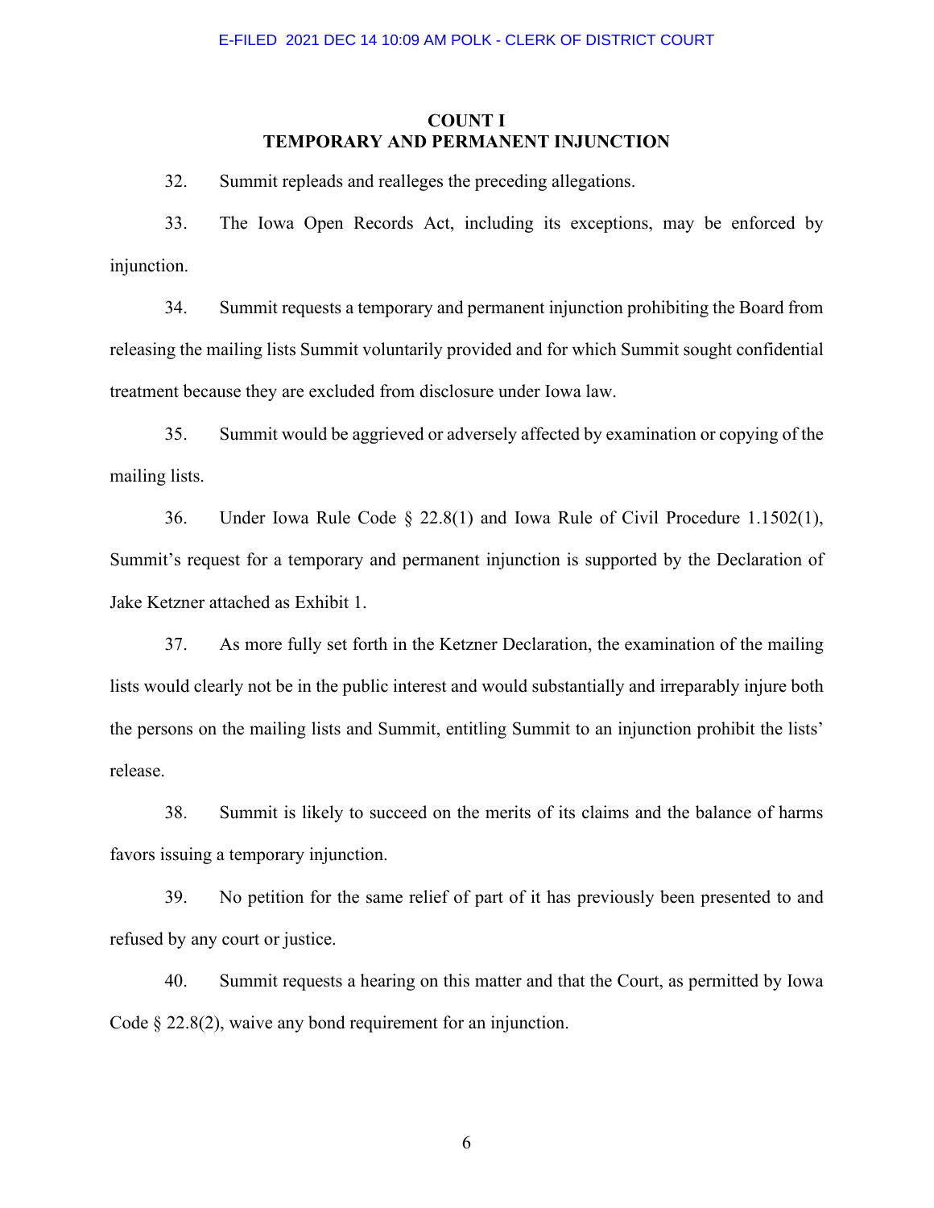**COUNT I**
**TEMPORARY AND PERMANENT INJUNCTION**

32. Summit repleads and realleges the preceding allegations.

33. The Iowa Open Records Act, including its exceptions, may be enforced by injunction.

34. Summit requests a temporary and permanent injunction prohibiting the Board from releasing the mailing lists Summit voluntarily provided and for which Summit sought confidential treatment because they are excluded from disclosure under Iowa law.

35. Summit would be aggrieved or adversely affected by examination or copying of the mailing lists.

36. Under Iowa Rule Code § 22.8(1) and Iowa Rule of Civil Procedure 1.1502(1), Summit's request for a temporary and permanent injunction is supported by the Declaration of Jake Ketzner attached as Exhibit 1.

37. As more fully set forth in the Ketzner Declaration, the examination of the mailing lists would clearly not be in the public interest and would substantially and irreparably injure both the persons on the mailing lists and Summit, entitling Summit to an injunction prohibit the lists' release.

38. Summit is likely to succeed on the merits of its claims and the balance of harms favors issuing a temporary injunction.

39. No petition for the same relief of part of it has previously been presented to and refused by any court or justice.

40. Summit requests a hearing on this matter and that the Court, as permitted by Iowa Code § 22.8(2), waive any bond requirement for an injunction.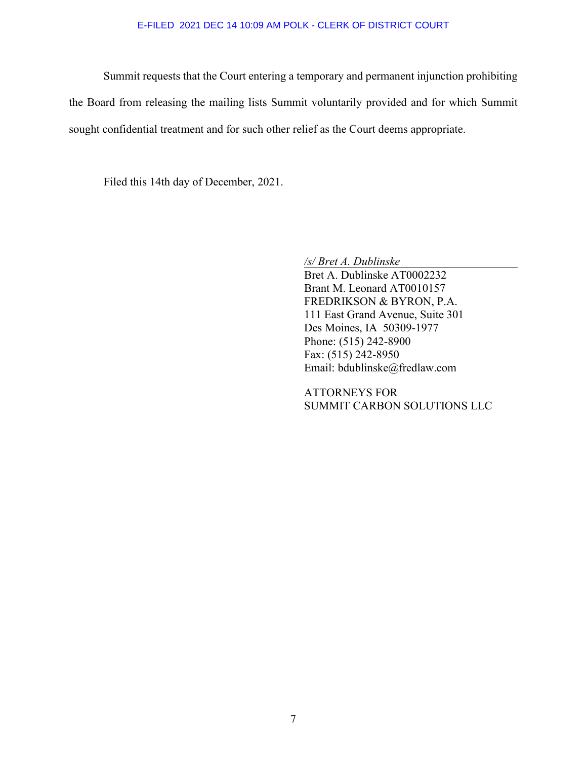Summit requests that the Court entering a temporary and permanent injunction prohibiting the Board from releasing the mailing lists Summit voluntarily provided and for which Summit sought confidential treatment and for such other relief as the Court deems appropriate.

Filed this 14th day of December, 2021.

*/s/ Bret A. Dublinske*
Bret A. Dublinske AT0002232
Brant M. Leonard AT0010157
FREDRIKSON & BYRON, P.A.
111 East Grand Avenue, Suite 301
Des Moines, IA 50309-1977
Phone: (515) 242-8900
Fax: (515) 242-8950
Email: bdublinske@fredlaw.com

ATTORNEYS FOR
SUMMIT CARBON SOLUTIONS LLC